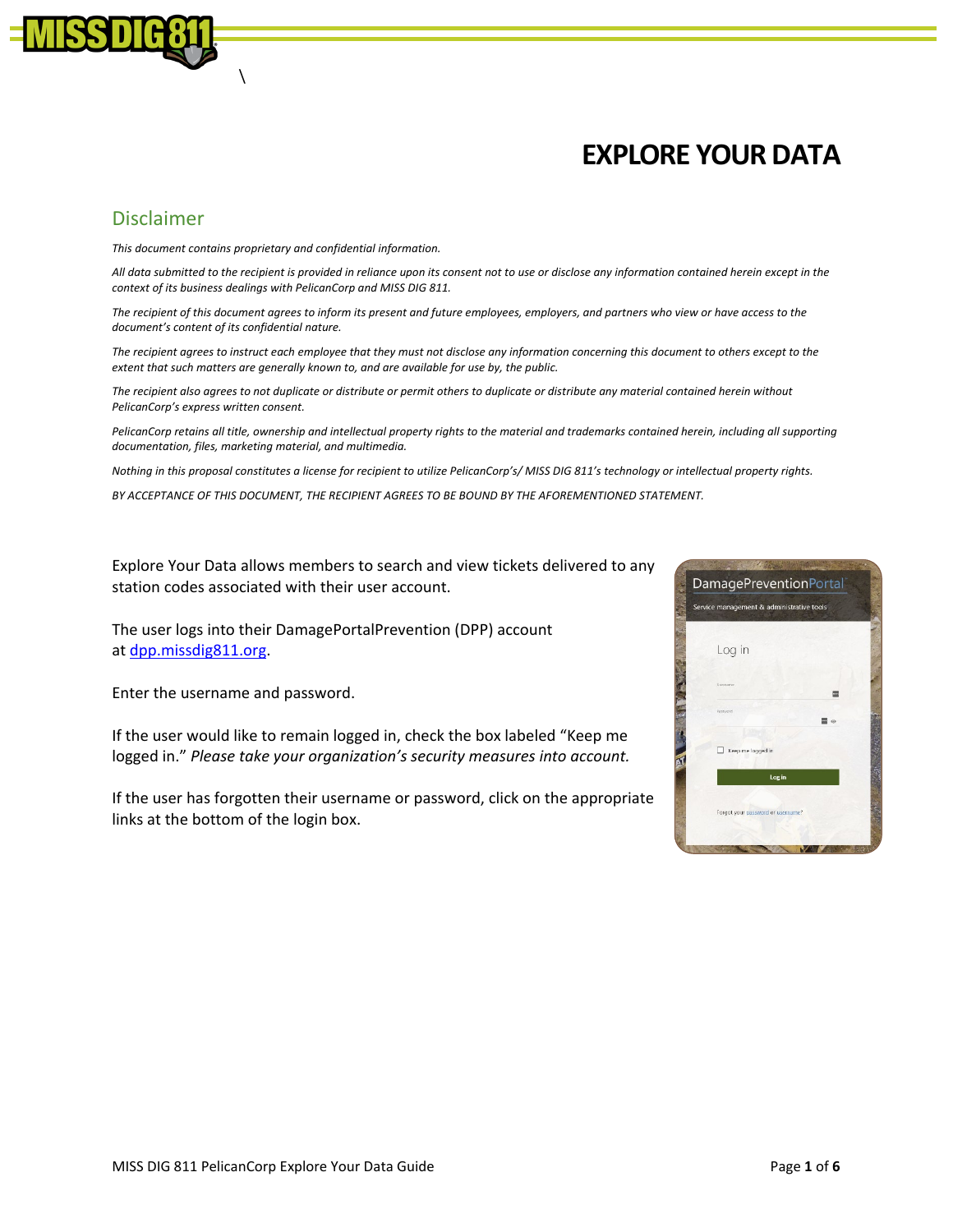# EXPLORE YOUR DATA

## Disclaimer

*This document contains proprietary and confidential information.*

*All data submitted to the recipient is provided in reliance upon its consent not to use or disclose any information contained herein except in the context of its business dealings with PelicanCorp and MISS DIG 811.*

*The recipient of this document agrees to inform its present and future employees, employers, and partners who view or have access to the document's content of its confidential nature.*

*The recipient agrees to instruct each employee that they must not disclose any information concerning this document to others except to the extent that such matters are generally known to, and are available for use by, the public.*

*The recipient also agrees to not duplicate or distribute or permit others to duplicate or distribute any material contained herein without PelicanCorp's express written consent.*

*PelicanCorp retains all title, ownership and intellectual property rights to the material and trademarks contained herein, including all supporting documentation, files, marketing material, and multimedia.*

*Nothing in this proposal constitutes a license for recipient to utilize PelicanCorp's/ MISS DIG 811's technology or intellectual property rights.*

*BY ACCEPTANCE OF THIS DOCUMENT, THE RECIPIENT AGREES TO BE BOUND BY THE AFOREMENTIONED STATEMENT.*

Explore Your Data allows members to search and view tickets delivered to any station codes associated with their user account.

The user logs into their DamagePortalPrevention (DPP) account at [dpp.missdig811.org](dpp.missdig811.org).

Enter the username and password.

If the user would like to remain logged in, check the box labeled "Keep me logged in." *Please take your organization's security measures into account.*

If the user has forgotten their username or password, click on the appropriate links at the bottom of the login box.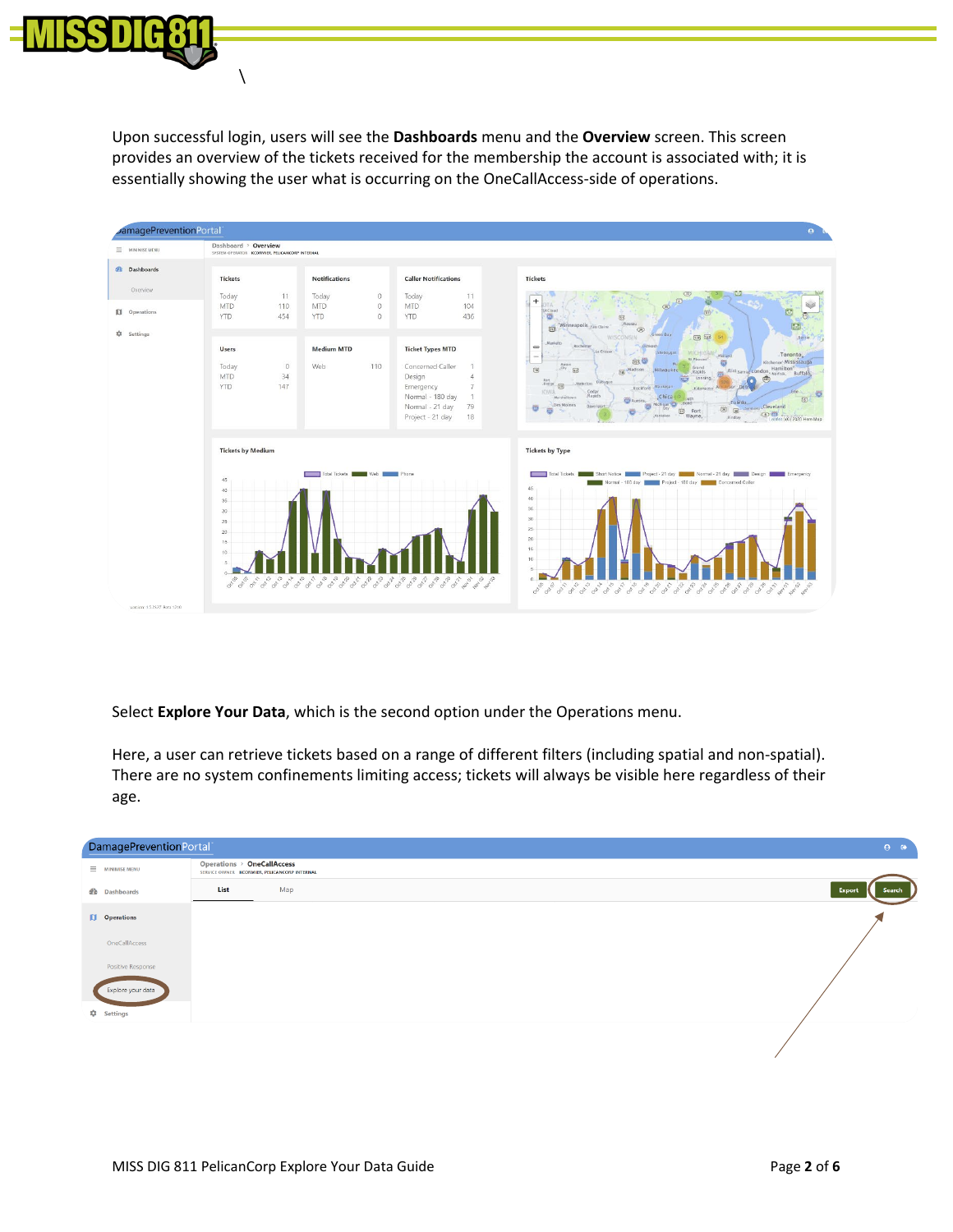Upon successful login, users will see the **Dashboards** menu and the **Overview** screen. This screen provides an overview of the tickets received for the membership the account is associated with; it is essentially showing the user what is occurring on the OneCallAccess-side of operations.

Select **Explore Your Data**, which is the second option under the Operations menu.

Here, a user can retrieve tickets based on a range of different filters (including spatial and non-spatial). There are no system confinements limiting access; tickets will always be visible here regardless of their age.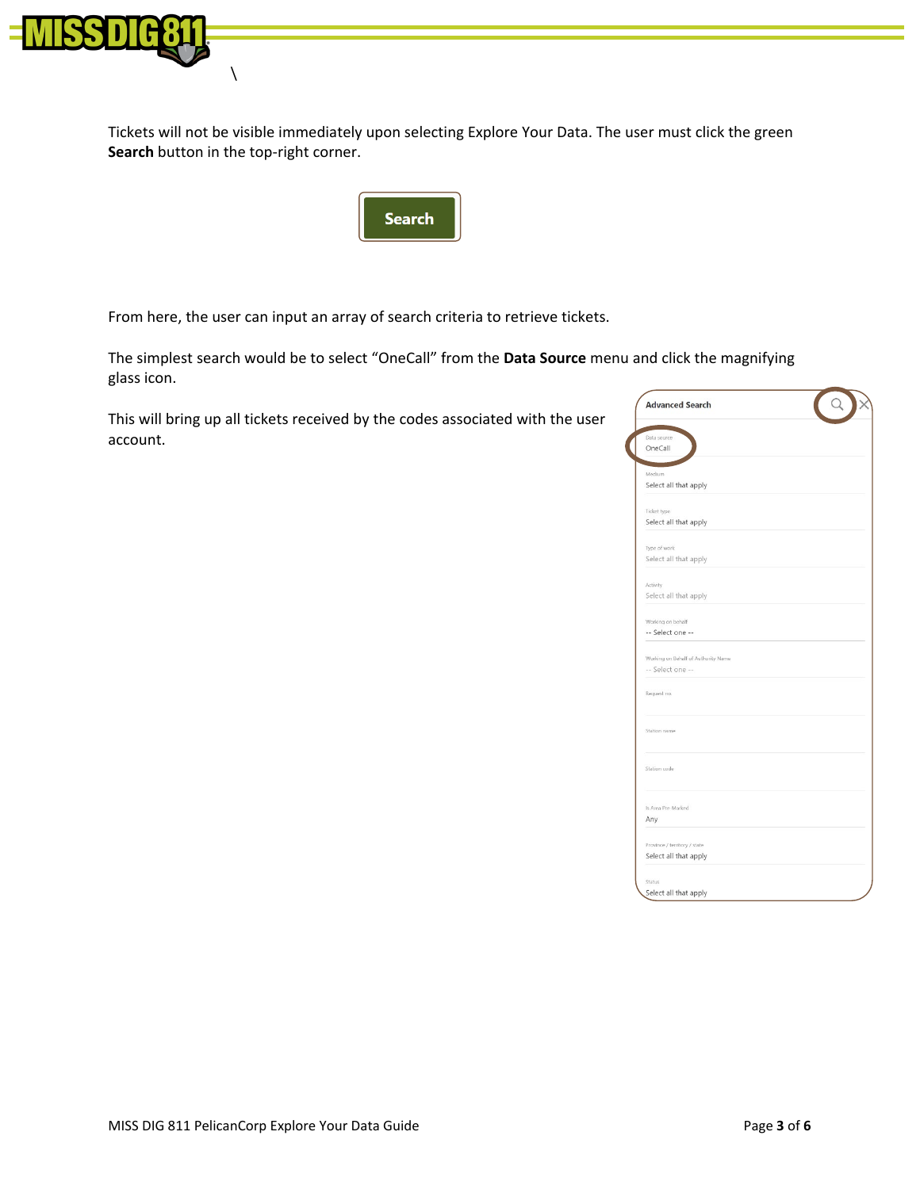\

Tickets will not be visible immediately upon selecting Explore Your Data. The user must click the green **Search** button in the top-right corner.

Search

From here, the user can input an array of search criteria to retrieve tickets.

The simplest search would be to select "OneCall" from the **Data Source** menu and click the magnifying glass icon.

This will bring up all tickets received by the codes associated with the user account.

Advanced Search

Data source
OneCall

Medium
Select all that apply

Ticket type
Select all that apply

Type of work
Select all that apply

Activity
Select all that apply

Working on behalf
-- Select one --

Working on Behalf of Authority Name
-- Select one --

Request no.

Station name

Station code

Is Area Pre-Marked
Any

Province / territory / state
Select all that apply

Status
Select all that apply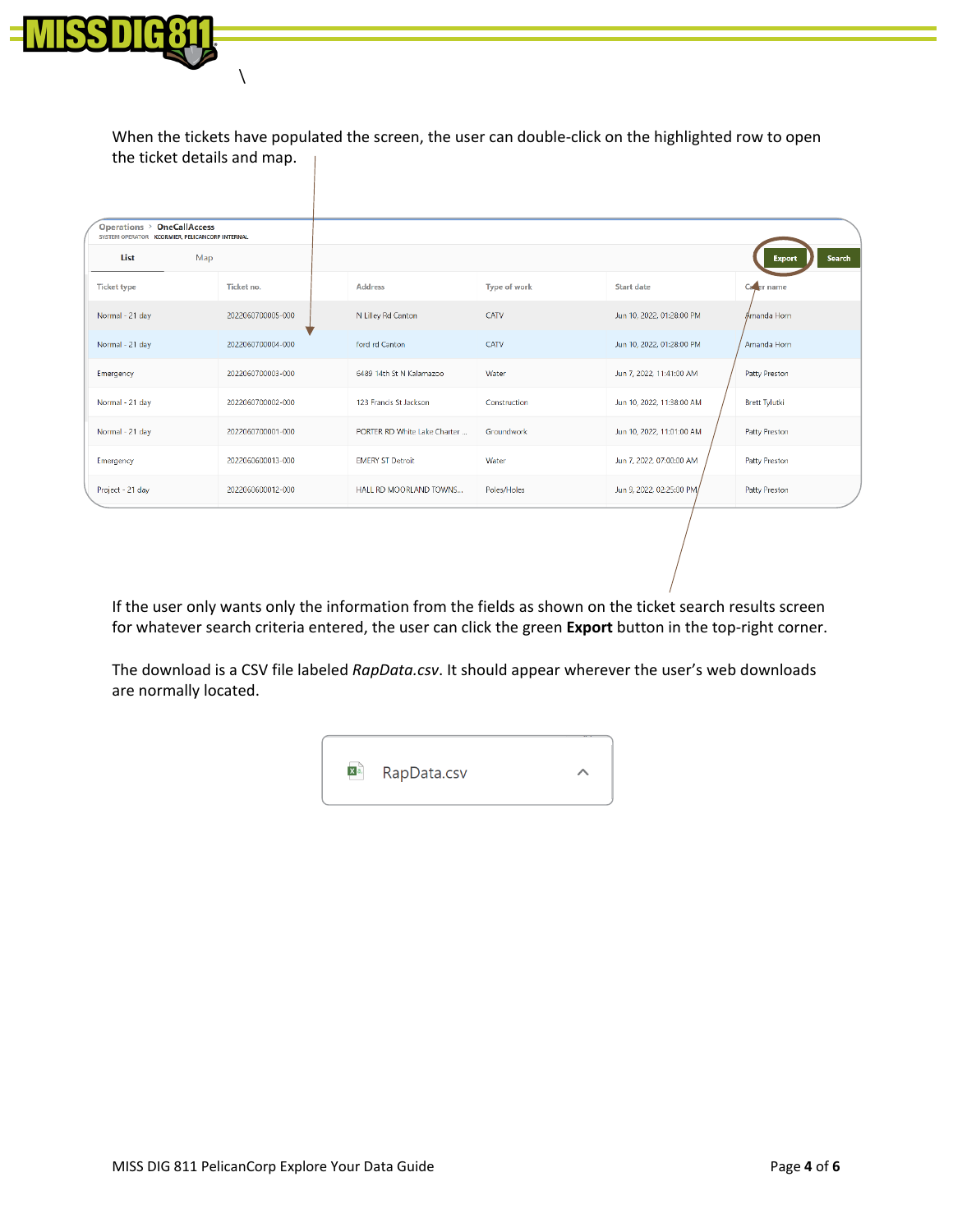When the tickets have populated the screen, the user can double-click on the highlighted row to open the ticket details and map.

| Ticket type | Ticket no. | Address | Type of work | Start date | Caller name |
|---|---|---|---|---|---|
| Normal - 21 day | 2022060700005-000 | N Lilley Rd Canton | CATV | Jun 10, 2022, 01:28:00 PM | Amanda Horn |
| Normal - 21 day | 2022060700004-000 | ford rd Canton | CATV | Jun 10, 2022, 01:28:00 PM | Amanda Horn |
| Emergency | 2022060700003-000 | 6489 14th St N Kalamazoo | Water | Jun 7, 2022, 11:41:00 AM | Patty Preston |
| Normal - 21 day | 2022060700002-000 | 123 Francis St Jackson | Construction | Jun 10, 2022, 11:38:00 AM | Brett Tylutki |
| Normal - 21 day | 2022060700001-000 | PORTER RD White Lake Charter ... | Groundwork | Jun 10, 2022, 11:01:00 AM | Patty Preston |
| Emergency | 2022060600013-000 | EMERY ST Detroit | Water | Jun 7, 2022, 07:00:00 AM | Patty Preston |
| Project - 21 day | 2022060600012-000 | HALL RD MOORLAND TOWNS... | Poles/Holes | Jun 9, 2022, 02:25:00 PM | Patty Preston |

If the user only wants only the information from the fields as shown on the ticket search results screen for whatever search criteria entered, the user can click the green **Export** button in the top-right corner.

The download is a CSV file labeled *RapData.csv*. It should appear wherever the user's web downloads are normally located.

RapData.csv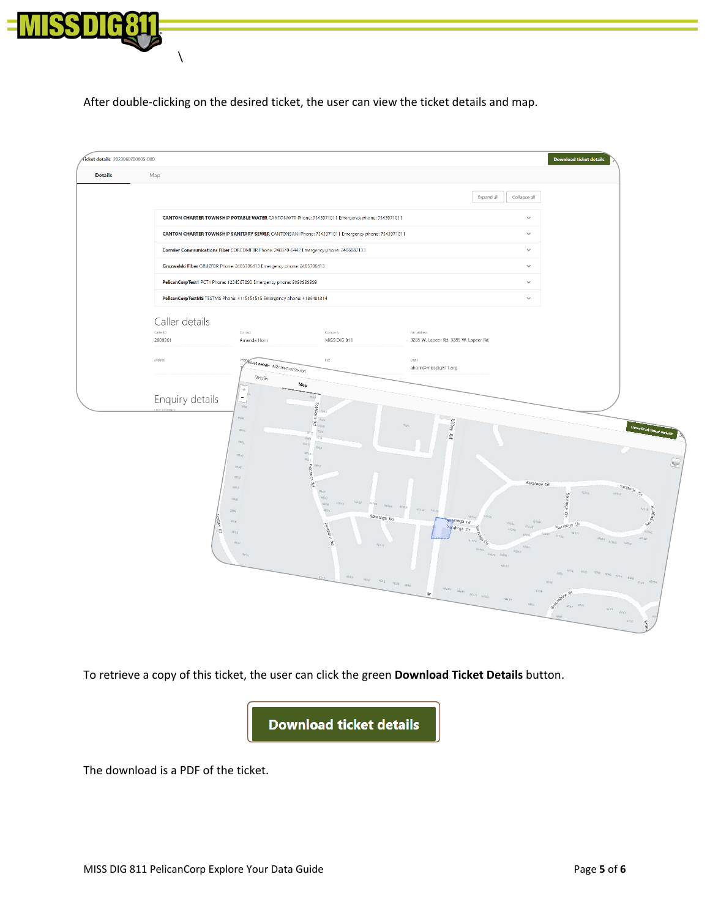After double-clicking on the desired ticket, the user can view the ticket details and map.

To retrieve a copy of this ticket, the user can click the green **Download Ticket Details** button.

The download is a PDF of the ticket.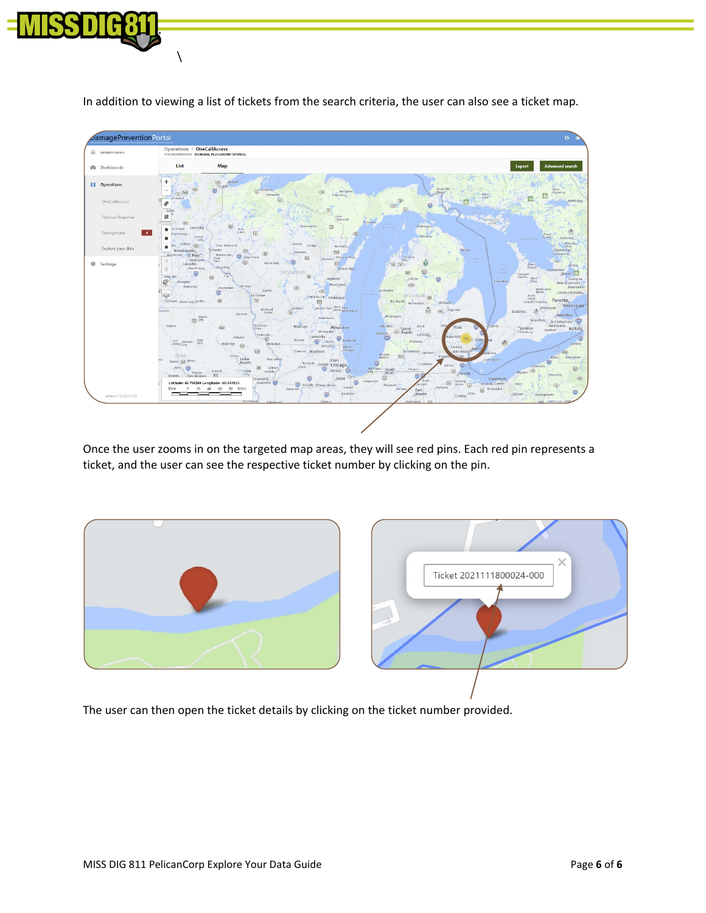In addition to viewing a list of tickets from the search criteria, the user can also see a ticket map.

Once the user zooms in on the targeted map areas, they will see red pins. Each red pin represents a ticket, and the user can see the respective ticket number by clicking on the pin.

The user can then open the ticket details by clicking on the ticket number provided.